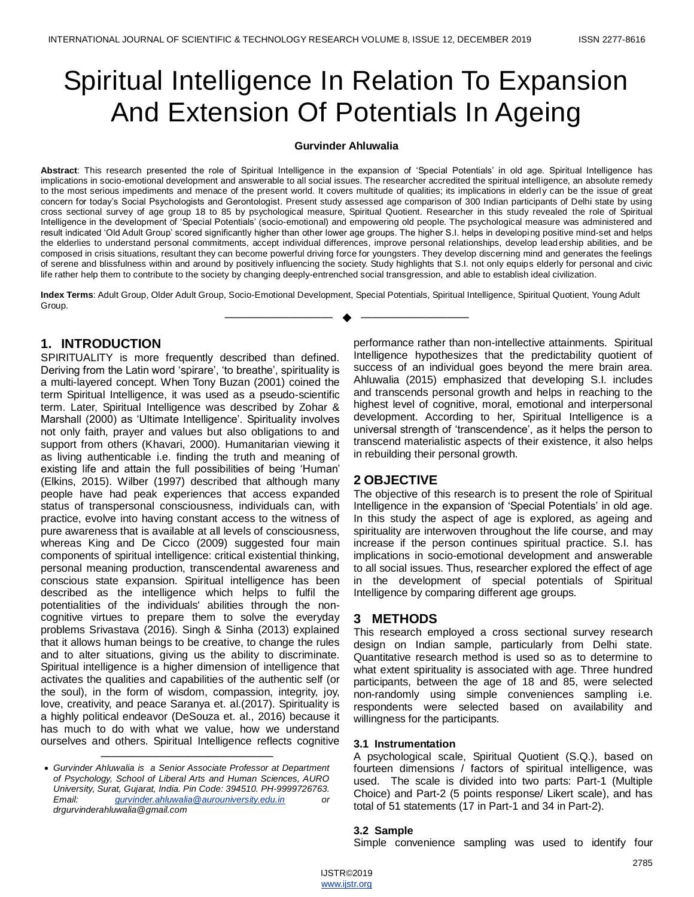# Spiritual Intelligence In Relation To Expansion And Extension Of Potentials In Ageing

**Gurvinder Ahluwalia**

**Abstract**: This research presented the role of Spiritual Intelligence in the expansion of 'Special Potentials' in old age. Spiritual Intelligence has implications in socio-emotional development and answerable to all social issues. The researcher accredited the spiritual intelligence, an absolute remedy to the most serious impediments and menace of the present world. It covers multitude of qualities; its implications in elderly can be the issue of great concern for today's Social Psychologists and Gerontologist. Present study assessed age comparison of 300 Indian participants of Delhi state by using cross sectional survey of age group 18 to 85 by psychological measure, Spiritual Quotient. Researcher in this study revealed the role of Spiritual Intelligence in the development of 'Special Potentials' (socio-emotional) and empowering old people. The psychological measure was administered and result indicated 'Old Adult Group' scored significantly higher than other lower age groups. The higher S.I. helps in developing positive mind-set and helps the elderlies to understand personal commitments, accept individual differences, improve personal relationships, develop leadership abilities, and be composed in crisis situations, resultant they can become powerful driving force for youngsters. They develop discerning mind and generates the feelings of serene and blissfulness within and around by positively influencing the society. Study highlights that S.I. not only equips elderly for personal and civic life rather help them to contribute to the society by changing deeply-entrenched social transgression, and able to establish ideal civilization.

**Index Terms**: Adult Group, Older Adult Group, Socio-Emotional Development, Special Potentials, Spiritual Intelligence, Spiritual Quotient, Young Adult Group.

---

## 1. INTRODUCTION

SPIRITUALITY is more frequently described than defined. Deriving from the Latin word 'spirare', 'to breathe', spirituality is a multi-layered concept. When Tony Buzan (2001) coined the term Spiritual Intelligence, it was used as a pseudo-scientific term. Later, Spiritual Intelligence was described by Zohar & Marshall (2000) as 'Ultimate Intelligence'. Spirituality involves not only faith, prayer and values but also obligations to and support from others (Khavari, 2000). Humanitarian viewing it as living authenticable i.e. finding the truth and meaning of existing life and attain the full possibilities of being 'Human' (Elkins, 2015). Wilber (1997) described that although many people have had peak experiences that access expanded status of transpersonal consciousness, individuals can, with practice, evolve into having constant access to the witness of pure awareness that is available at all levels of consciousness, whereas King and De Cicco (2009) suggested four main components of spiritual intelligence: critical existential thinking, personal meaning production, transcendental awareness and conscious state expansion. Spiritual intelligence has been described as the intelligence which helps to fulfil the potentialities of the individuals' abilities through the non-cognitive virtues to prepare them to solve the everyday problems Srivastava (2016). Singh & Sinha (2013) explained that it allows human beings to be creative, to change the rules and to alter situations, giving us the ability to discriminate. Spiritual intelligence is a higher dimension of intelligence that activates the qualities and capabilities of the authentic self (or the soul), in the form of wisdom, compassion, integrity, joy, love, creativity, and peace Saranya et. al.(2017). Spirituality is a highly political endeavor (DeSouza et. al., 2016) because it has much to do with what we value, how we understand ourselves and others. Spiritual Intelligence reflects cognitive performance rather than non-intellective attainments. Spiritual Intelligence hypothesizes that the predictability quotient of success of an individual goes beyond the mere brain area. Ahluwalia (2015) emphasized that developing S.I. includes and transcends personal growth and helps in reaching to the highest level of cognitive, moral, emotional and interpersonal development. According to her, Spiritual Intelligence is a universal strength of 'transcendence', as it helps the person to transcend materialistic aspects of their existence, it also helps in rebuilding their personal growth.

- *Gurvinder Ahluwalia is a Senior Associate Professor at Department of Psychology, School of Liberal Arts and Human Sciences, AURO University, Surat, Gujarat, India. Pin Code: 394510. PH-9999726763. Email: gurvinder.ahluwalia@aurouniversity.edu.in or drgurvinderahluwalia@gmail.com*

## 2 OBJECTIVE

The objective of this research is to present the role of Spiritual Intelligence in the expansion of 'Special Potentials' in old age. In this study the aspect of age is explored, as ageing and spirituality are interwoven throughout the life course, and may increase if the person continues spiritual practice. S.I. has implications in socio-emotional development and answerable to all social issues. Thus, researcher explored the effect of age in the development of special potentials of Spiritual Intelligence by comparing different age groups.

## 3 METHODS

This research employed a cross sectional survey research design on Indian sample, particularly from Delhi state. Quantitative research method is used so as to determine to what extent spirituality is associated with age. Three hundred participants, between the age of 18 and 85, were selected non-randomly using simple conveniences sampling i.e. respondents were selected based on availability and willingness for the participants.

### 3.1 Instrumentation

A psychological scale, Spiritual Quotient (S.Q.), based on fourteen dimensions / factors of spiritual intelligence, was used. The scale is divided into two parts: Part-1 (Multiple Choice) and Part-2 (5 points response/ Likert scale), and has total of 51 statements (17 in Part-1 and 34 in Part-2).

### 3.2 Sample

Simple convenience sampling was used to identify four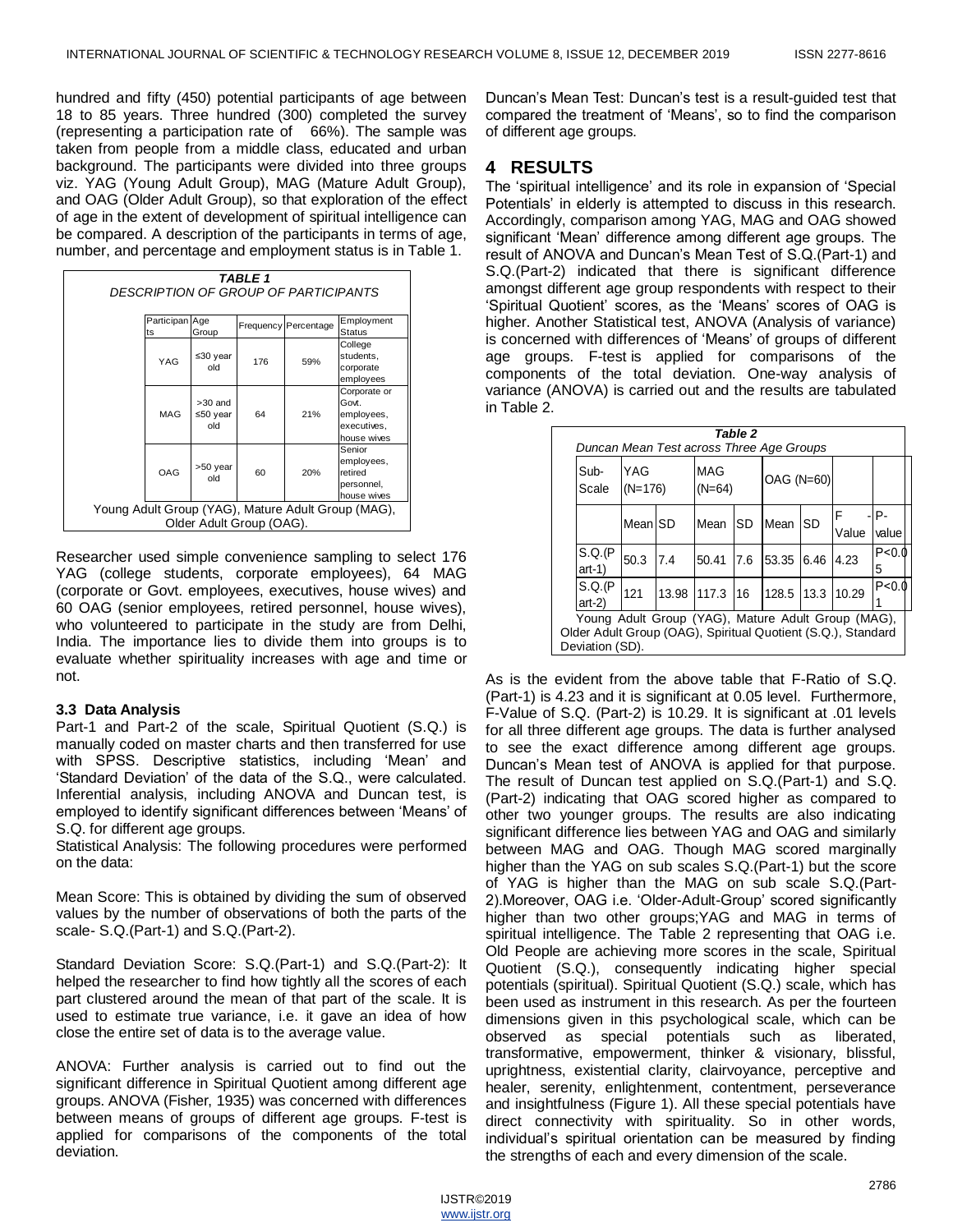hundred and fifty (450) potential participants of age between 18 to 85 years. Three hundred (300) completed the survey (representing a participation rate of 66%). The sample was taken from people from a middle class, educated and urban background. The participants were divided into three groups viz. YAG (Young Adult Group), MAG (Mature Adult Group), and OAG (Older Adult Group), so that exploration of the effect of age in the extent of development of spiritual intelligence can be compared. A description of the participants in terms of age, number, and percentage and employment status is in Table 1.

***TABLE 1***
*DESCRIPTION OF GROUP OF PARTICIPANTS*

| Participants | Age Group | Frequency | Percentage | Employment Status |
|---|---|---|---|---|
| YAG | ≤30 year old | 176 | 59% | College students, corporate employees |
| MAG | >30 and ≤50 year old | 64 | 21% | Corporate or Govt. employees, executives, house wives |
| OAG | >50 year old | 60 | 20% | Senior employees, retired personnel, house wives |

Young Adult Group (YAG), Mature Adult Group (MAG), Older Adult Group (OAG).

Researcher used simple convenience sampling to select 176 YAG (college students, corporate employees), 64 MAG (corporate or Govt. employees, executives, house wives) and 60 OAG (senior employees, retired personnel, house wives), who volunteered to participate in the study are from Delhi, India. The importance lies to divide them into groups is to evaluate whether spirituality increases with age and time or not.

### 3.3 Data Analysis

Part-1 and Part-2 of the scale, Spiritual Quotient (S.Q.) is manually coded on master charts and then transferred for use with SPSS. Descriptive statistics, including 'Mean' and 'Standard Deviation' of the data of the S.Q., were calculated. Inferential analysis, including ANOVA and Duncan test, is employed to identify significant differences between 'Means' of S.Q. for different age groups.

Statistical Analysis: The following procedures were performed on the data:

Mean Score: This is obtained by dividing the sum of observed values by the number of observations of both the parts of the scale- S.Q.(Part-1) and S.Q.(Part-2).

Standard Deviation Score: S.Q.(Part-1) and S.Q.(Part-2): It helped the researcher to find how tightly all the scores of each part clustered around the mean of that part of the scale. It is used to estimate true variance, i.e. it gave an idea of how close the entire set of data is to the average value.

ANOVA: Further analysis is carried out to find out the significant difference in Spiritual Quotient among different age groups. ANOVA (Fisher, 1935) was concerned with differences between means of groups of different age groups. F-test is applied for comparisons of the components of the total deviation.

Duncan's Mean Test: Duncan's test is a result-guided test that compared the treatment of 'Means', so to find the comparison of different age groups.

## 4 RESULTS

The 'spiritual intelligence' and its role in expansion of 'Special Potentials' in elderly is attempted to discuss in this research. Accordingly, comparison among YAG, MAG and OAG showed significant 'Mean' difference among different age groups. The result of ANOVA and Duncan's Mean Test of S.Q.(Part-1) and S.Q.(Part-2) indicated that there is significant difference amongst different age group respondents with respect to their 'Spiritual Quotient' scores, as the 'Means' scores of OAG is higher. Another Statistical test, ANOVA (Analysis of variance) is concerned with differences of 'Means' of groups of different age groups. F-test is applied for comparisons of the components of the total deviation. One-way analysis of variance (ANOVA) is carried out and the results are tabulated in Table 2.

***Table 2***
*Duncan Mean Test across Three Age Groups*

| Sub-Scale | YAG (N=176) | | MAG (N=64) | | OAG (N=60) | | | |
|---|---|---|---|---|---|---|---|---|
| | Mean | SD | Mean | SD | Mean | SD | F - Value | P-value |
| S.Q.(Part-1) | 50.3 | 7.4 | 50.41 | 7.6 | 53.35 | 6.46 | 4.23 | P<0.05 |
| S.Q.(Part-2) | 121 | 13.98 | 117.3 | 16 | 128.5 | 13.3 | 10.29 | P<0.01 |

Young Adult Group (YAG), Mature Adult Group (MAG), Older Adult Group (OAG), Spiritual Quotient (S.Q.), Standard Deviation (SD).

As is the evident from the above table that F-Ratio of S.Q. (Part-1) is 4.23 and it is significant at 0.05 level. Furthermore, F-Value of S.Q. (Part-2) is 10.29. It is significant at .01 levels for all three different age groups. The data is further analysed to see the exact difference among different age groups. Duncan's Mean test of ANOVA is applied for that purpose. The result of Duncan test applied on S.Q.(Part-1) and S.Q.(Part-2) indicating that OAG scored higher as compared to other two younger groups. The results are also indicating significant difference lies between YAG and OAG and similarly between MAG and OAG. Though MAG scored marginally higher than the YAG on sub scales S.Q.(Part-1) but the score of YAG is higher than the MAG on sub scale S.Q.(Part-2).Moreover, OAG i.e. 'Older-Adult-Group' scored significantly higher than two other groups;YAG and MAG in terms of spiritual intelligence. The Table 2 representing that OAG i.e. Old People are achieving more scores in the scale, Spiritual Quotient (S.Q.), consequently indicating higher special potentials (spiritual). Spiritual Quotient (S.Q.) scale, which has been used as instrument in this research. As per the fourteen dimensions given in this psychological scale, which can be observed as special potentials such as liberated, transformative, empowerment, thinker & visionary, blissful, uprightness, existential clarity, clairvoyance, perceptive and healer, serenity, enlightenment, contentment, perseverance and insightfulness (Figure 1). All these special potentials have direct connectivity with spirituality. So in other words, individual's spiritual orientation can be measured by finding the strengths of each and every dimension of the scale.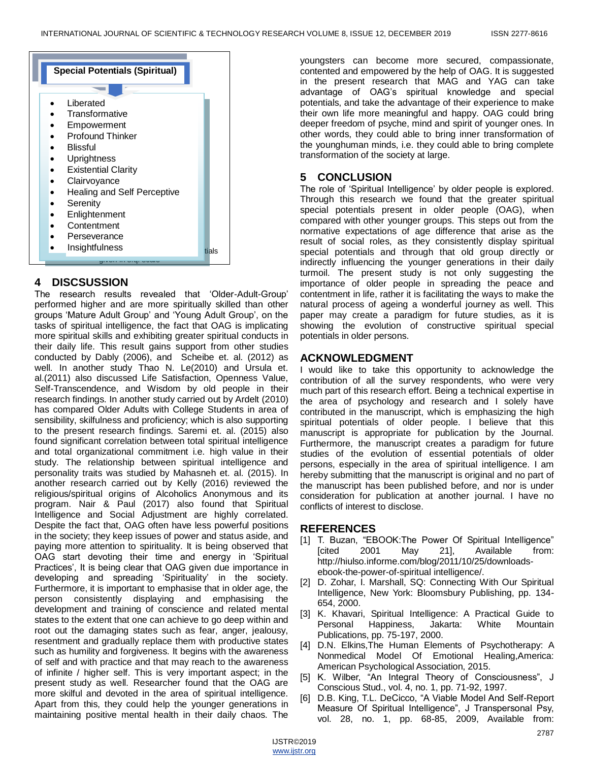**Special Potentials (Spiritual)**

- Liberated
- Transformative
- Empowerment
- Profound Thinker
- Blissful
- Uprightness
- Existential Clarity
- Clairvoyance
- Healing and Self Perceptive
- Serenity
- Enlightenment
- Contentment
- Perseverance
- Insightfulness

## 4 DISCSUSSION

The research results revealed that 'Older-Adult-Group' performed higher and are more spiritually skilled than other groups 'Mature Adult Group' and 'Young Adult Group', on the tasks of spiritual intelligence, the fact that OAG is implicating more spiritual skills and exhibiting greater spiritual conducts in their daily life. This result gains support from other studies conducted by Dably (2006), and Scheibe et. al. (2012) as well. In another study Thao N. Le(2010) and Ursula et. al.(2011) also discussed Life Satisfaction, Openness Value, Self-Transcendence, and Wisdom by old people in their research findings. In another study carried out by Ardelt (2010) has compared Older Adults with College Students in area of sensibility, skilfulness and proficiency; which is also supporting to the present research findings. Saremi et. al. (2015) also found significant correlation between total spiritual intelligence and total organizational commitment i.e. high value in their study. The relationship between spiritual intelligence and personality traits was studied by Mahasneh et. al. (2015). In another research carried out by Kelly (2016) reviewed the religious/spiritual origins of Alcoholics Anonymous and its program. Nair & Paul (2017) also found that Spiritual Intelligence and Social Adjustment are highly correlated. Despite the fact that, OAG often have less powerful positions in the society; they keep issues of power and status aside, and paying more attention to spirituality. It is being observed that OAG start devoting their time and energy in 'Spiritual Practices', It is being clear that OAG given due importance in developing and spreading 'Spirituality' in the society. Furthermore, it is important to emphasise that in older age, the person consistently displaying and emphasising the development and training of conscience and related mental states to the extent that one can achieve to go deep within and root out the damaging states such as fear, anger, jealousy, resentment and gradually replace them with productive states such as humility and forgiveness. It begins with the awareness of self and with practice and that may reach to the awareness of infinite / higher self. This is very important aspect; in the present study as well. Researcher found that the OAG are more skilful and devoted in the area of spiritual intelligence. Apart from this, they could help the younger generations in maintaining positive mental health in their daily chaos. The youngsters can become more secured, compassionate, contented and empowered by the help of OAG. It is suggested in the present research that MAG and YAG can take advantage of OAG's spiritual knowledge and special potentials, and take the advantage of their experience to make their own life more meaningful and happy. OAG could bring deeper freedom of psyche, mind and spirit of younger ones. In other words, they could able to bring inner transformation of the younghuman minds, i.e. they could able to bring complete transformation of the society at large.

## 5 CONCLUSION

The role of 'Spiritual Intelligence' by older people is explored. Through this research we found that the greater spiritual special potentials present in older people (OAG), when compared with other younger groups. This steps out from the normative expectations of age difference that arise as the result of social roles, as they consistently display spiritual special potentials and through that old group directly or indirectly influencing the younger generations in their daily turmoil. The present study is not only suggesting the importance of older people in spreading the peace and contentment in life, rather it is facilitating the ways to make the natural process of ageing a wonderful journey as well. This paper may create a paradigm for future studies, as it is showing the evolution of constructive spiritual special potentials in older persons.

## ACKNOWLEDGMENT

I would like to take this opportunity to acknowledge the contribution of all the survey respondents, who were very much part of this research effort. Being a technical expertise in the area of psychology and research and I solely have contributed in the manuscript, which is emphasizing the high spiritual potentials of older people. I believe that this manuscript is appropriate for publication by the Journal. Furthermore, the manuscript creates a paradigm for future studies of the evolution of essential potentials of older persons, especially in the area of spiritual intelligence. I am hereby submitting that the manuscript is original and no part of the manuscript has been published before, and nor is under consideration for publication at another journal. I have no conflicts of interest to disclose.

## REFERENCES

[1] T. Buzan, "EBOOK:The Power Of Spiritual Intelligence" [cited 2001 May 21], Available from: http://hiulso.informe.com/blog/2011/10/25/downloads-ebook-the-power-of-spiritual intelligence/.

[2] D. Zohar, I. Marshall, SQ: Connecting With Our Spiritual Intelligence, New York: Bloomsbury Publishing, pp. 134-654, 2000.

[3] K. Khavari, Spiritual Intelligence: A Practical Guide to Personal Happiness, Jakarta: White Mountain Publications, pp. 75-197, 2000.

[4] D.N. Elkins,The Human Elements of Psychotherapy: A Nonmedical Model Of Emotional Healing,America: American Psychological Association, 2015.

[5] K. Wilber, "An Integral Theory of Consciousness", J Conscious Stud., vol. 4, no. 1, pp. 71-92, 1997.

[6] D.B. King, T.L. DeCicco, "A Viable Model And Self-Report Measure Of Spiritual Intelligence", J Transpersonal Psy, vol. 28, no. 1, pp. 68-85, 2009, Available from: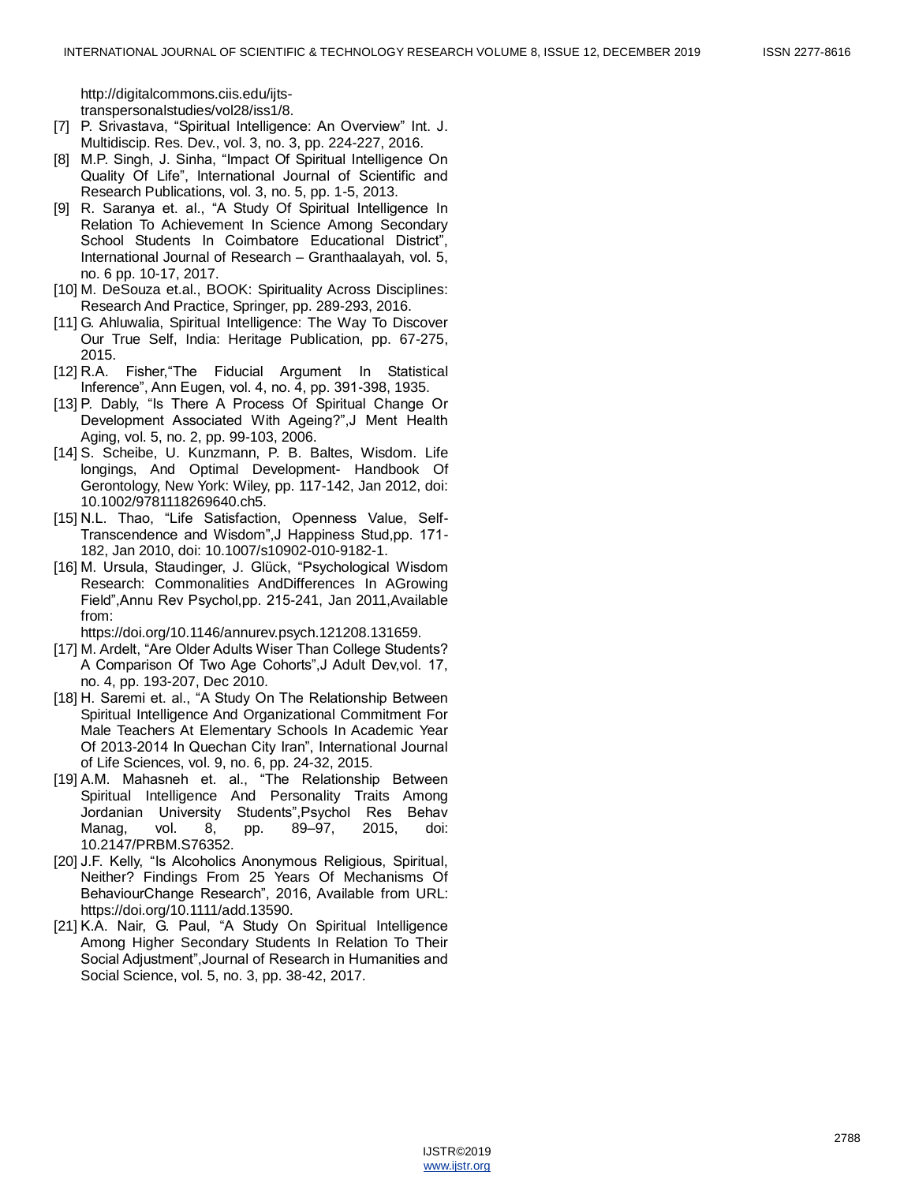http://digitalcommons.ciis.edu/ijts-transpersonalstudies/vol28/iss1/8.

[7] P. Srivastava, "Spiritual Intelligence: An Overview" Int. J. Multidiscip. Res. Dev., vol. 3, no. 3, pp. 224-227, 2016.

[8] M.P. Singh, J. Sinha, "Impact Of Spiritual Intelligence On Quality Of Life", International Journal of Scientific and Research Publications, vol. 3, no. 5, pp. 1-5, 2013.

[9] R. Saranya et. al., "A Study Of Spiritual Intelligence In Relation To Achievement In Science Among Secondary School Students In Coimbatore Educational District", International Journal of Research – Granthaalayah, vol. 5, no. 6 pp. 10-17, 2017.

[10] M. DeSouza et.al., BOOK: Spirituality Across Disciplines: Research And Practice, Springer, pp. 289-293, 2016.

[11] G. Ahluwalia, Spiritual Intelligence: The Way To Discover Our True Self, India: Heritage Publication, pp. 67-275, 2015.

[12] R.A. Fisher,"The Fiducial Argument In Statistical Inference", Ann Eugen, vol. 4, no. 4, pp. 391-398, 1935.

[13] P. Dably, "Is There A Process Of Spiritual Change Or Development Associated With Ageing?",J Ment Health Aging, vol. 5, no. 2, pp. 99-103, 2006.

[14] S. Scheibe, U. Kunzmann, P. B. Baltes, Wisdom. Life longings, And Optimal Development- Handbook Of Gerontology, New York: Wiley, pp. 117-142, Jan 2012, doi: 10.1002/9781118269640.ch5.

[15] N.L. Thao, "Life Satisfaction, Openness Value, Self-Transcendence and Wisdom",J Happiness Stud,pp. 171-182, Jan 2010, doi: 10.1007/s10902-010-9182-1.

[16] M. Ursula, Staudinger, J. Glück, "Psychological Wisdom Research: Commonalities AndDifferences In AGrowing Field",Annu Rev Psychol,pp. 215-241, Jan 2011,Available from: https://doi.org/10.1146/annurev.psych.121208.131659.

[17] M. Ardelt, "Are Older Adults Wiser Than College Students? A Comparison Of Two Age Cohorts",J Adult Dev,vol. 17, no. 4, pp. 193-207, Dec 2010.

[18] H. Saremi et. al., "A Study On The Relationship Between Spiritual Intelligence And Organizational Commitment For Male Teachers At Elementary Schools In Academic Year Of 2013-2014 In Quechan City Iran", International Journal of Life Sciences, vol. 9, no. 6, pp. 24-32, 2015.

[19] A.M. Mahasneh et. al., "The Relationship Between Spiritual Intelligence And Personality Traits Among Jordanian University Students",Psychol Res Behav Manag, vol. 8, pp. 89–97, 2015, doi: 10.2147/PRBM.S76352.

[20] J.F. Kelly, "Is Alcoholics Anonymous Religious, Spiritual, Neither? Findings From 25 Years Of Mechanisms Of BehaviourChange Research", 2016, Available from URL: https://doi.org/10.1111/add.13590.

[21] K.A. Nair, G. Paul, "A Study On Spiritual Intelligence Among Higher Secondary Students In Relation To Their Social Adjustment",Journal of Research in Humanities and Social Science, vol. 5, no. 3, pp. 38-42, 2017.